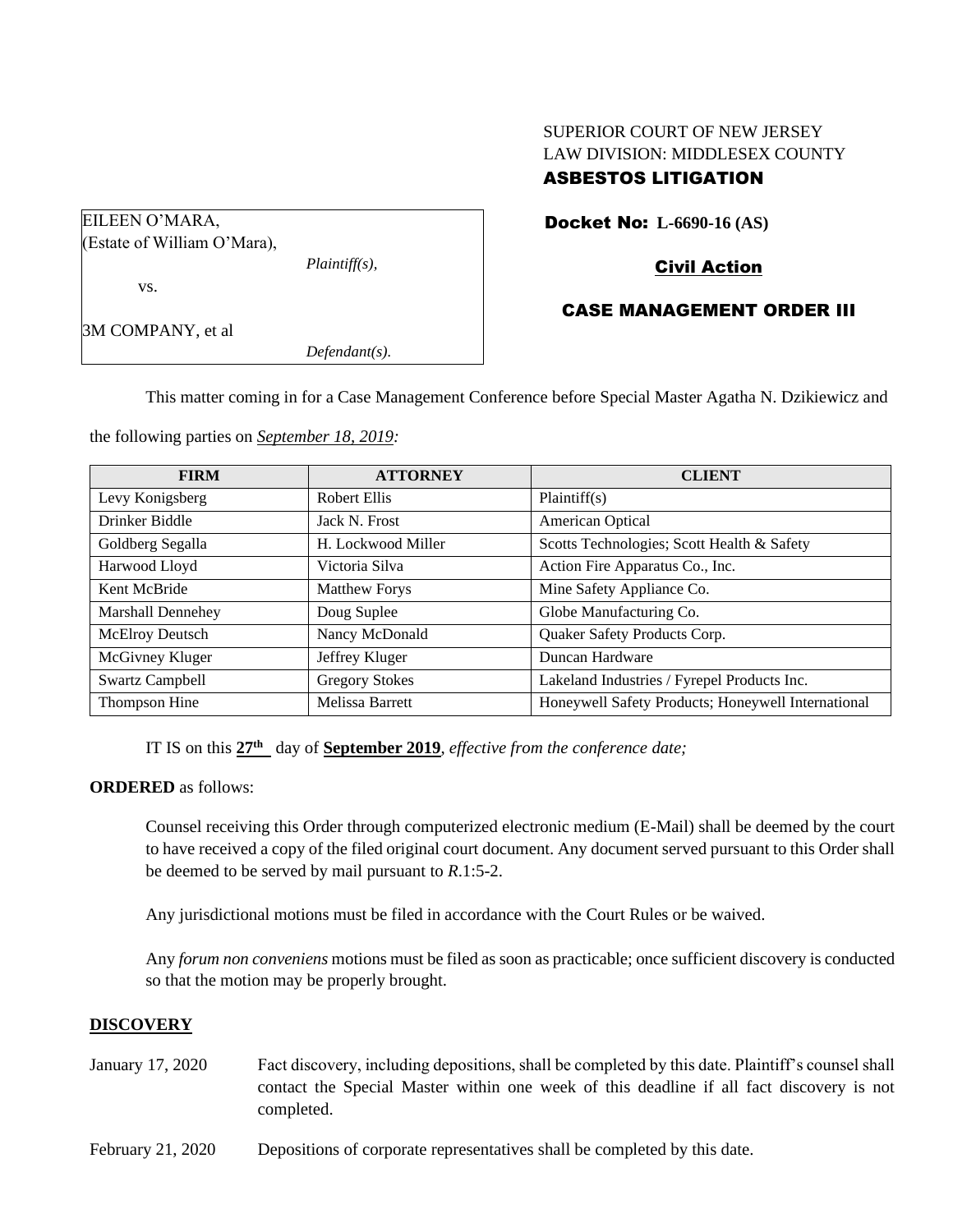SUPERIOR COURT OF NEW JERSEY
LAW DIVISION: MIDDLESEX COUNTY
**ASBESTOS LITIGATION**

EILEEN O'MARA,
(Estate of William O'Mara),
*Plaintiff(s),*
vs.
3M COMPANY, et al
*Defendant(s).*

**Docket No: L-6690-16 (AS)**

**Civil Action**

**CASE MANAGEMENT ORDER III**

This matter coming in for a Case Management Conference before Special Master Agatha N. Dzikiewicz and the following parties on *September 18, 2019:*

| FIRM | ATTORNEY | CLIENT |
|---|---|---|
| Levy Konigsberg | Robert Ellis | Plaintiff(s) |
| Drinker Biddle | Jack N. Frost | American Optical |
| Goldberg Segalla | H. Lockwood Miller | Scotts Technologies; Scott Health & Safety |
| Harwood Lloyd | Victoria Silva | Action Fire Apparatus Co., Inc. |
| Kent McBride | Matthew Forys | Mine Safety Appliance Co. |
| Marshall Dennehey | Doug Suplee | Globe Manufacturing Co. |
| McElroy Deutsch | Nancy McDonald | Quaker Safety Products Corp. |
| McGivney Kluger | Jeffrey Kluger | Duncan Hardware |
| Swartz Campbell | Gregory Stokes | Lakeland Industries / Fyrepel Products Inc. |
| Thompson Hine | Melissa Barrett | Honeywell Safety Products; Honeywell International |

IT IS on this **27th** day of **September 2019**, *effective from the conference date;*

**ORDERED** as follows:

Counsel receiving this Order through computerized electronic medium (E-Mail) shall be deemed by the court to have received a copy of the filed original court document. Any document served pursuant to this Order shall be deemed to be served by mail pursuant to *R*.1:5-2.

Any jurisdictional motions must be filed in accordance with the Court Rules or be waived.

Any *forum non conveniens* motions must be filed as soon as practicable; once sufficient discovery is conducted so that the motion may be properly brought.

**DISCOVERY**

January 17, 2020 — Fact discovery, including depositions, shall be completed by this date. Plaintiff's counsel shall contact the Special Master within one week of this deadline if all fact discovery is not completed.

February 21, 2020 — Depositions of corporate representatives shall be completed by this date.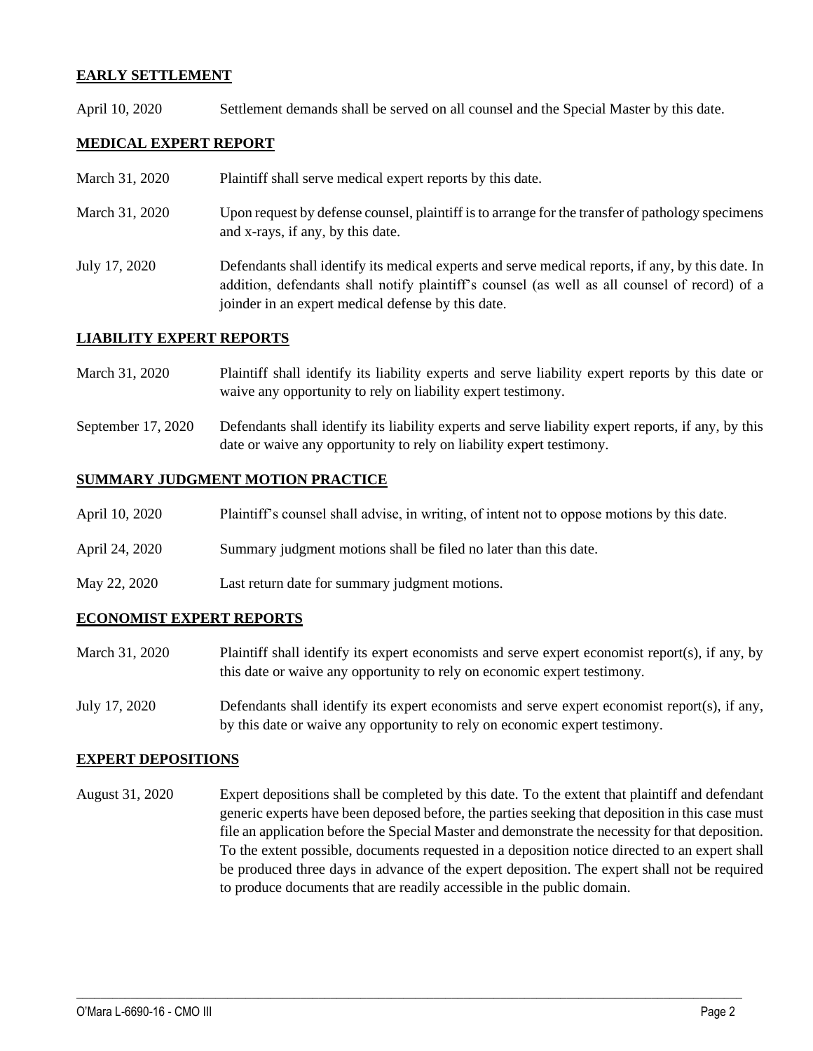**EARLY SETTLEMENT**

April 10, 2020 Settlement demands shall be served on all counsel and the Special Master by this date.

**MEDICAL EXPERT REPORT**

March 31, 2020 Plaintiff shall serve medical expert reports by this date.

March 31, 2020 Upon request by defense counsel, plaintiff is to arrange for the transfer of pathology specimens and x-rays, if any, by this date.

July 17, 2020 Defendants shall identify its medical experts and serve medical reports, if any, by this date. In addition, defendants shall notify plaintiff's counsel (as well as all counsel of record) of a joinder in an expert medical defense by this date.

**LIABILITY EXPERT REPORTS**

March 31, 2020 Plaintiff shall identify its liability experts and serve liability expert reports by this date or waive any opportunity to rely on liability expert testimony.

September 17, 2020 Defendants shall identify its liability experts and serve liability expert reports, if any, by this date or waive any opportunity to rely on liability expert testimony.

**SUMMARY JUDGMENT MOTION PRACTICE**

April 10, 2020 Plaintiff's counsel shall advise, in writing, of intent not to oppose motions by this date.

April 24, 2020 Summary judgment motions shall be filed no later than this date.

May 22, 2020 Last return date for summary judgment motions.

**ECONOMIST EXPERT REPORTS**

March 31, 2020 Plaintiff shall identify its expert economists and serve expert economist report(s), if any, by this date or waive any opportunity to rely on economic expert testimony.

July 17, 2020 Defendants shall identify its expert economists and serve expert economist report(s), if any, by this date or waive any opportunity to rely on economic expert testimony.

**EXPERT DEPOSITIONS**

August 31, 2020 Expert depositions shall be completed by this date. To the extent that plaintiff and defendant generic experts have been deposed before, the parties seeking that deposition in this case must file an application before the Special Master and demonstrate the necessity for that deposition. To the extent possible, documents requested in a deposition notice directed to an expert shall be produced three days in advance of the expert deposition. The expert shall not be required to produce documents that are readily accessible in the public domain.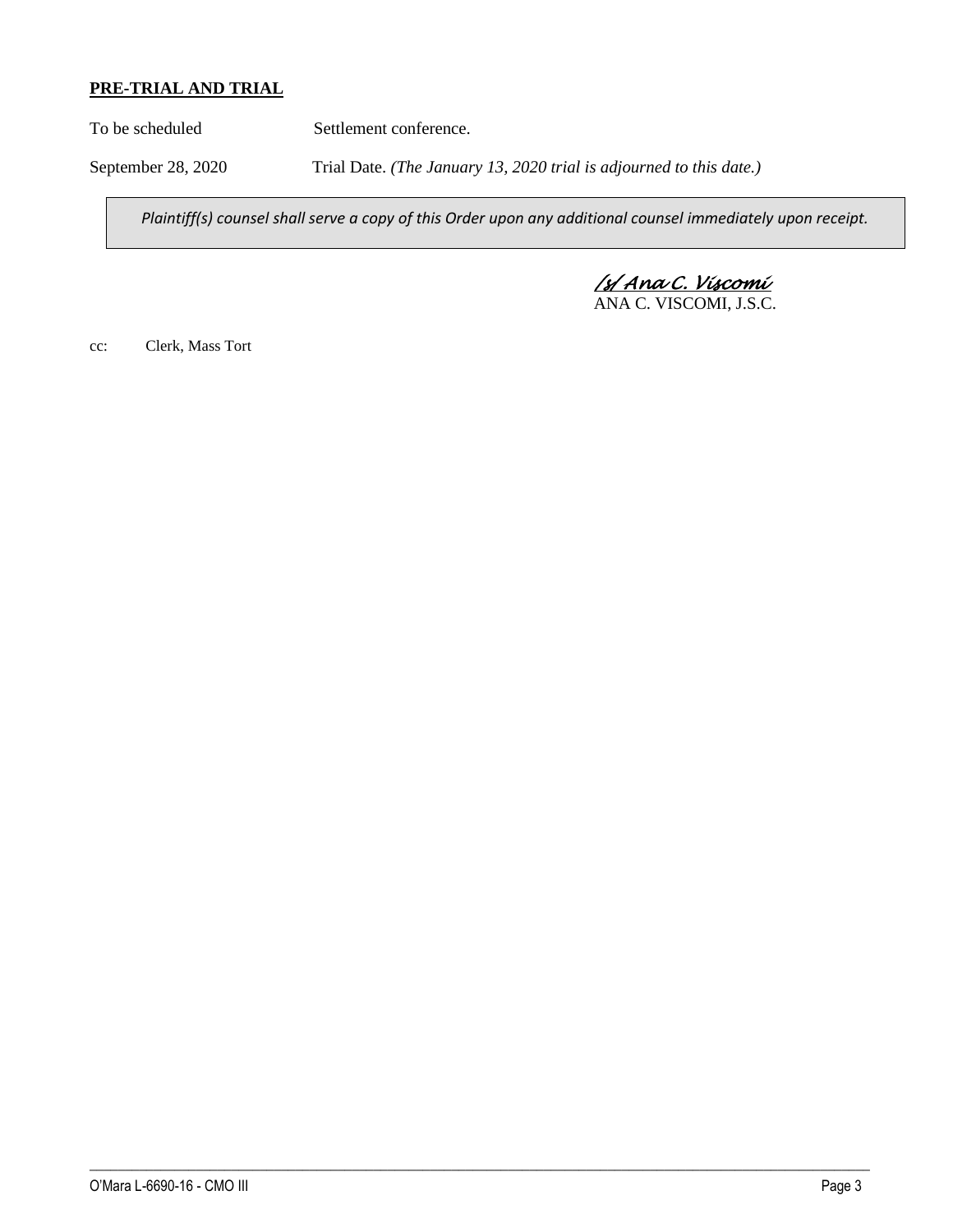**PRE-TRIAL AND TRIAL**

| | |
|---|---|
| To be scheduled | Settlement conference. |
| September 28, 2020 | Trial Date. *(The January 13, 2020 trial is adjourned to this date.)* |

*Plaintiff(s) counsel shall serve a copy of this Order upon any additional counsel immediately upon receipt.*

*/s/ Ana C. Viscomi*
ANA C. VISCOMI, J.S.C.

cc: Clerk, Mass Tort